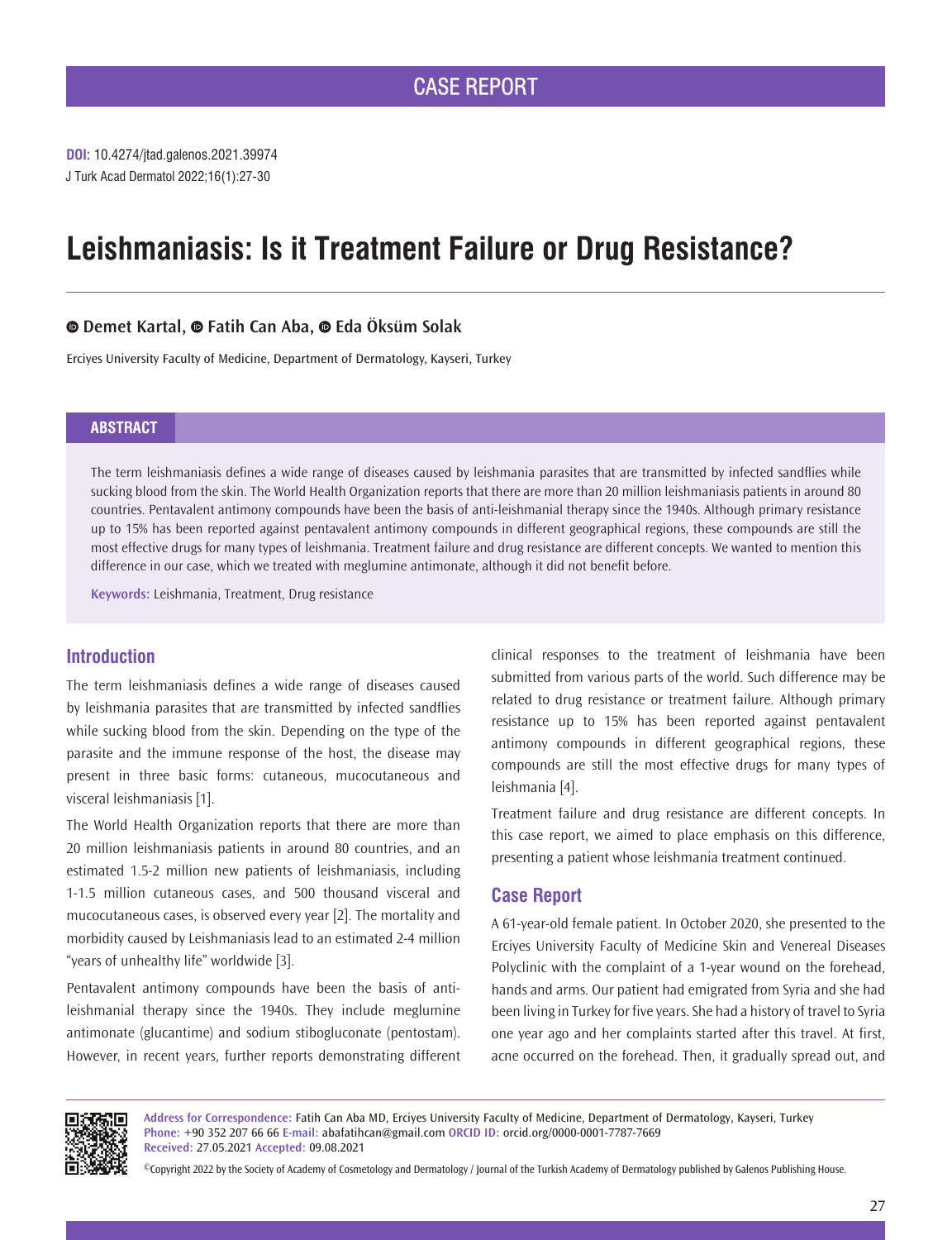CASE REPORT

DOI: 10.4274/jtad.galenos.2021.39974
J Turk Acad Dermatol 2022;16(1):27-30

# Leishmaniasis: Is it Treatment Failure or Drug Resistance?

**Demet Kartal, Fatih Can Aba, Eda Öksüm Solak**

Erciyes University Faculty of Medicine, Department of Dermatology, Kayseri, Turkey

## ABSTRACT

The term leishmaniasis defines a wide range of diseases caused by leishmania parasites that are transmitted by infected sandflies while sucking blood from the skin. The World Health Organization reports that there are more than 20 million leishmaniasis patients in around 80 countries. Pentavalent antimony compounds have been the basis of anti-leishmanial therapy since the 1940s. Although primary resistance up to 15% has been reported against pentavalent antimony compounds in different geographical regions, these compounds are still the most effective drugs for many types of leishmania. Treatment failure and drug resistance are different concepts. We wanted to mention this difference in our case, which we treated with meglumine antimonate, although it did not benefit before.

**Keywords:** Leishmania, Treatment, Drug resistance

## Introduction

The term leishmaniasis defines a wide range of diseases caused by leishmania parasites that are transmitted by infected sandflies while sucking blood from the skin. Depending on the type of the parasite and the immune response of the host, the disease may present in three basic forms: cutaneous, mucocutaneous and visceral leishmaniasis [1].

The World Health Organization reports that there are more than 20 million leishmaniasis patients in around 80 countries, and an estimated 1.5-2 million new patients of leishmaniasis, including 1-1.5 million cutaneous cases, and 500 thousand visceral and mucocutaneous cases, is observed every year [2]. The mortality and morbidity caused by Leishmaniasis lead to an estimated 2-4 million "years of unhealthy life" worldwide [3].

Pentavalent antimony compounds have been the basis of anti-leishmanial therapy since the 1940s. They include meglumine antimonate (glucantime) and sodium stibogluconate (pentostam). However, in recent years, further reports demonstrating different clinical responses to the treatment of leishmania have been submitted from various parts of the world. Such difference may be related to drug resistance or treatment failure. Although primary resistance up to 15% has been reported against pentavalent antimony compounds in different geographical regions, these compounds are still the most effective drugs for many types of leishmania [4].

Treatment failure and drug resistance are different concepts. In this case report, we aimed to place emphasis on this difference, presenting a patient whose leishmania treatment continued.

## Case Report

A 61-year-old female patient. In October 2020, she presented to the Erciyes University Faculty of Medicine Skin and Venereal Diseases Polyclinic with the complaint of a 1-year wound on the forehead, hands and arms. Our patient had emigrated from Syria and she had been living in Turkey for five years. She had a history of travel to Syria one year ago and her complaints started after this travel. At first, acne occurred on the forehead. Then, it gradually spread out, and

**Address for Correspondence:** Fatih Can Aba MD, Erciyes University Faculty of Medicine, Department of Dermatology, Kayseri, Turkey
**Phone:** +90 352 207 66 66 **E-mail:** abafatihcan@gmail.com **ORCID ID:** orcid.org/0000-0001-7787-7669
**Received:** 27.05.2021 **Accepted:** 09.08.2021

©Copyright 2022 by the Society of Academy of Cosmetology and Dermatology / Journal of the Turkish Academy of Dermatology published by Galenos Publishing House.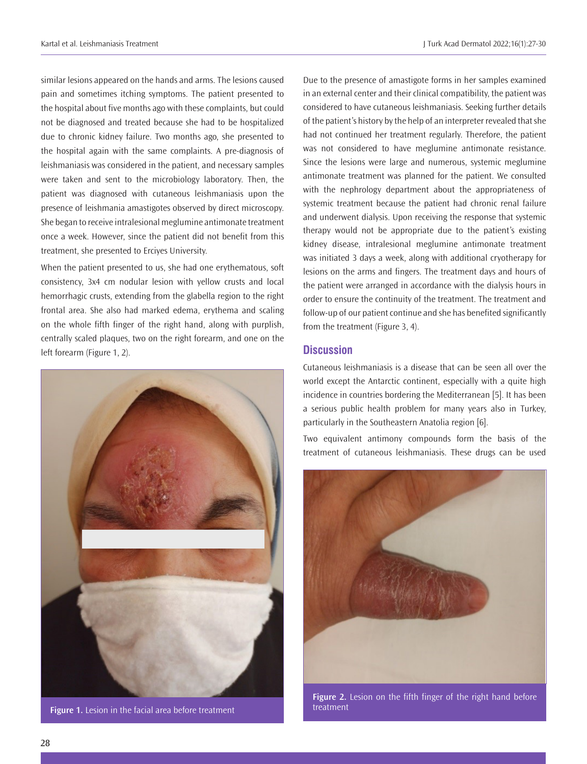similar lesions appeared on the hands and arms. The lesions caused pain and sometimes itching symptoms. The patient presented to the hospital about five months ago with these complaints, but could not be diagnosed and treated because she had to be hospitalized due to chronic kidney failure. Two months ago, she presented to the hospital again with the same complaints. A pre-diagnosis of leishmaniasis was considered in the patient, and necessary samples were taken and sent to the microbiology laboratory. Then, the patient was diagnosed with cutaneous leishmaniasis upon the presence of leishmania amastigotes observed by direct microscopy. She began to receive intralesional meglumine antimonate treatment once a week. However, since the patient did not benefit from this treatment, she presented to Erciyes University.

When the patient presented to us, she had one erythematous, soft consistency, 3x4 cm nodular lesion with yellow crusts and local hemorrhagic crusts, extending from the glabella region to the right frontal area. She also had marked edema, erythema and scaling on the whole fifth finger of the right hand, along with purplish, centrally scaled plaques, two on the right forearm, and one on the left forearm (Figure 1, 2).

Figure 1. Lesion in the facial area before treatment

Due to the presence of amastigote forms in her samples examined in an external center and their clinical compatibility, the patient was considered to have cutaneous leishmaniasis. Seeking further details of the patient's history by the help of an interpreter revealed that she had not continued her treatment regularly. Therefore, the patient was not considered to have meglumine antimonate resistance. Since the lesions were large and numerous, systemic meglumine antimonate treatment was planned for the patient. We consulted with the nephrology department about the appropriateness of systemic treatment because the patient had chronic renal failure and underwent dialysis. Upon receiving the response that systemic therapy would not be appropriate due to the patient's existing kidney disease, intralesional meglumine antimonate treatment was initiated 3 days a week, along with additional cryotherapy for lesions on the arms and fingers. The treatment days and hours of the patient were arranged in accordance with the dialysis hours in order to ensure the continuity of the treatment. The treatment and follow-up of our patient continue and she has benefited significantly from the treatment (Figure 3, 4).

## Discussion

Cutaneous leishmaniasis is a disease that can be seen all over the world except the Antarctic continent, especially with a quite high incidence in countries bordering the Mediterranean [5]. It has been a serious public health problem for many years also in Turkey, particularly in the Southeastern Anatolia region [6].

Two equivalent antimony compounds form the basis of the treatment of cutaneous leishmaniasis. These drugs can be used

Figure 2. Lesion on the fifth finger of the right hand before treatment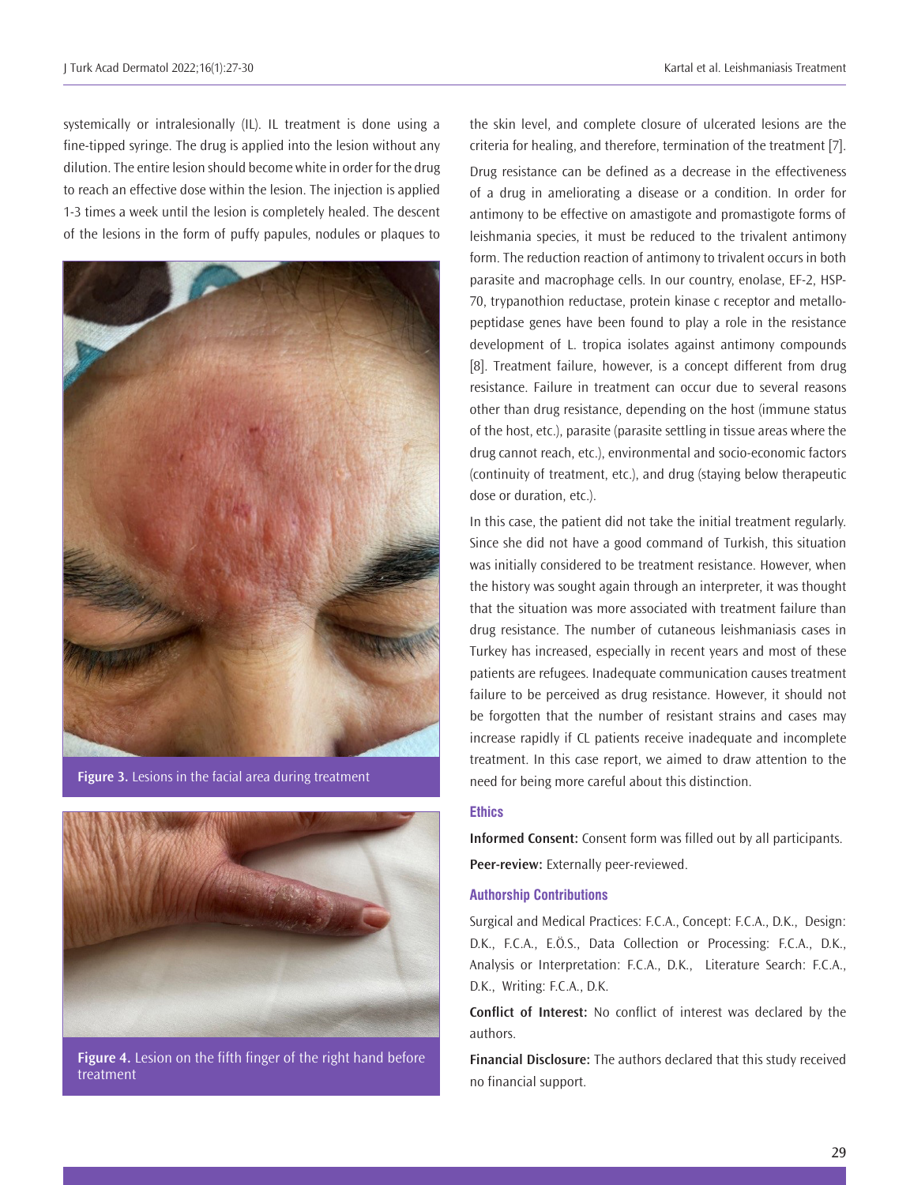systemically or intralesionally (IL). IL treatment is done using a fine-tipped syringe. The drug is applied into the lesion without any dilution. The entire lesion should become white in order for the drug to reach an effective dose within the lesion. The injection is applied 1-3 times a week until the lesion is completely healed. The descent of the lesions in the form of puffy papules, nodules or plaques to the skin level, and complete closure of ulcerated lesions are the criteria for healing, and therefore, termination of the treatment [7].

**Figure 3.** Lesions in the facial area during treatment

**Figure 4.** Lesion on the fifth finger of the right hand before treatment

Drug resistance can be defined as a decrease in the effectiveness of a drug in ameliorating a disease or a condition. In order for antimony to be effective on amastigote and promastigote forms of leishmania species, it must be reduced to the trivalent antimony form. The reduction reaction of antimony to trivalent occurs in both parasite and macrophage cells. In our country, enolase, EF-2, HSP-70, trypanothion reductase, protein kinase c receptor and metallo-peptidase genes have been found to play a role in the resistance development of L. tropica isolates against antimony compounds [8]. Treatment failure, however, is a concept different from drug resistance. Failure in treatment can occur due to several reasons other than drug resistance, depending on the host (immune status of the host, etc.), parasite (parasite settling in tissue areas where the drug cannot reach, etc.), environmental and socio-economic factors (continuity of treatment, etc.), and drug (staying below therapeutic dose or duration, etc.).

In this case, the patient did not take the initial treatment regularly. Since she did not have a good command of Turkish, this situation was initially considered to be treatment resistance. However, when the history was sought again through an interpreter, it was thought that the situation was more associated with treatment failure than drug resistance. The number of cutaneous leishmaniasis cases in Turkey has increased, especially in recent years and most of these patients are refugees. Inadequate communication causes treatment failure to be perceived as drug resistance. However, it should not be forgotten that the number of resistant strains and cases may increase rapidly if CL patients receive inadequate and incomplete treatment. In this case report, we aimed to draw attention to the need for being more careful about this distinction.

### Ethics

**Informed Consent:** Consent form was filled out by all participants.

**Peer-review:** Externally peer-reviewed.

### Authorship Contributions

Surgical and Medical Practices: F.C.A., Concept: F.C.A., D.K., Design: D.K., F.C.A., E.Ö.S., Data Collection or Processing: F.C.A., D.K., Analysis or Interpretation: F.C.A., D.K., Literature Search: F.C.A., D.K., Writing: F.C.A., D.K.

**Conflict of Interest:** No conflict of interest was declared by the authors.

**Financial Disclosure:** The authors declared that this study received no financial support.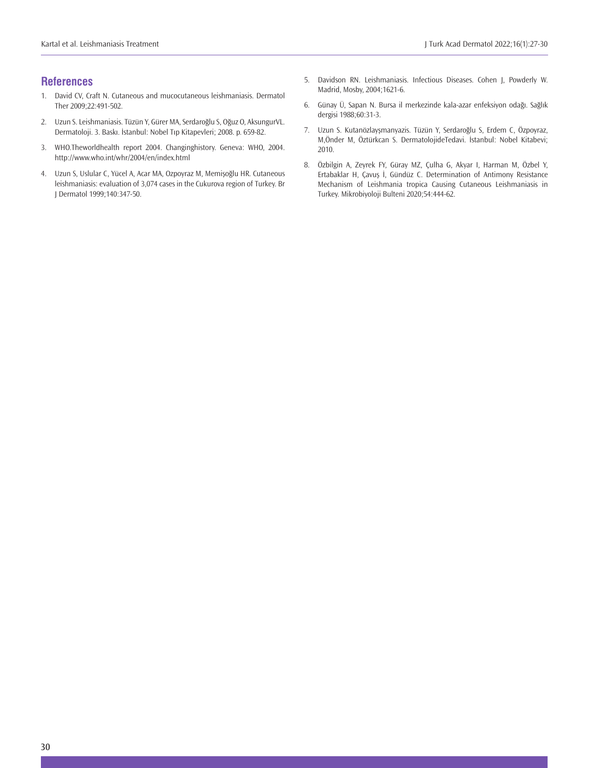## References

1. David CV, Craft N. Cutaneous and mucocutaneous leishmaniasis. Dermatol Ther 2009;22:491-502.
2. Uzun S. Leishmaniasis. Tüzün Y, Gürer MA, Serdaroğlu S, Oğuz O, AksungurVL. Dermatoloji. 3. Baskı. İstanbul: Nobel Tıp Kitapevleri; 2008. p. 659-82.
3. WHO.Theworldhealth report 2004. Changinghistory. Geneva: WHO, 2004. http://www.who.int/whr/2004/en/index.html
4. Uzun S, Uslular C, Yücel A, Acar MA, Ozpoyraz M, Memişoğlu HR. Cutaneous leishmaniasis: evaluation of 3,074 cases in the Cukurova region of Turkey. Br J Dermatol 1999;140:347-50.
5. Davidson RN. Leishmaniasis. Infectious Diseases. Cohen J, Powderly W. Madrid, Mosby, 2004;1621-6.
6. Günay Ü, Sapan N. Bursa il merkezinde kala-azar enfeksiyon odağı. Sağlık dergisi 1988;60:31-3.
7. Uzun S. Kutanözlayşmanyazis. Tüzün Y, Serdaroğlu S, Erdem C, Özpoyraz, M,Önder M, Öztürkcan S. DermatolojideTedavi. İstanbul: Nobel Kitabevi; 2010.
8. Özbilgin A, Zeyrek FY, Güray MZ, Çulha G, Akyar I, Harman M, Özbel Y, Ertabaklar H, Çavuş İ, Gündüz C. Determination of Antimony Resistance Mechanism of Leishmania tropica Causing Cutaneous Leishmaniasis in Turkey. Mikrobiyoloji Bulteni 2020;54:444-62.